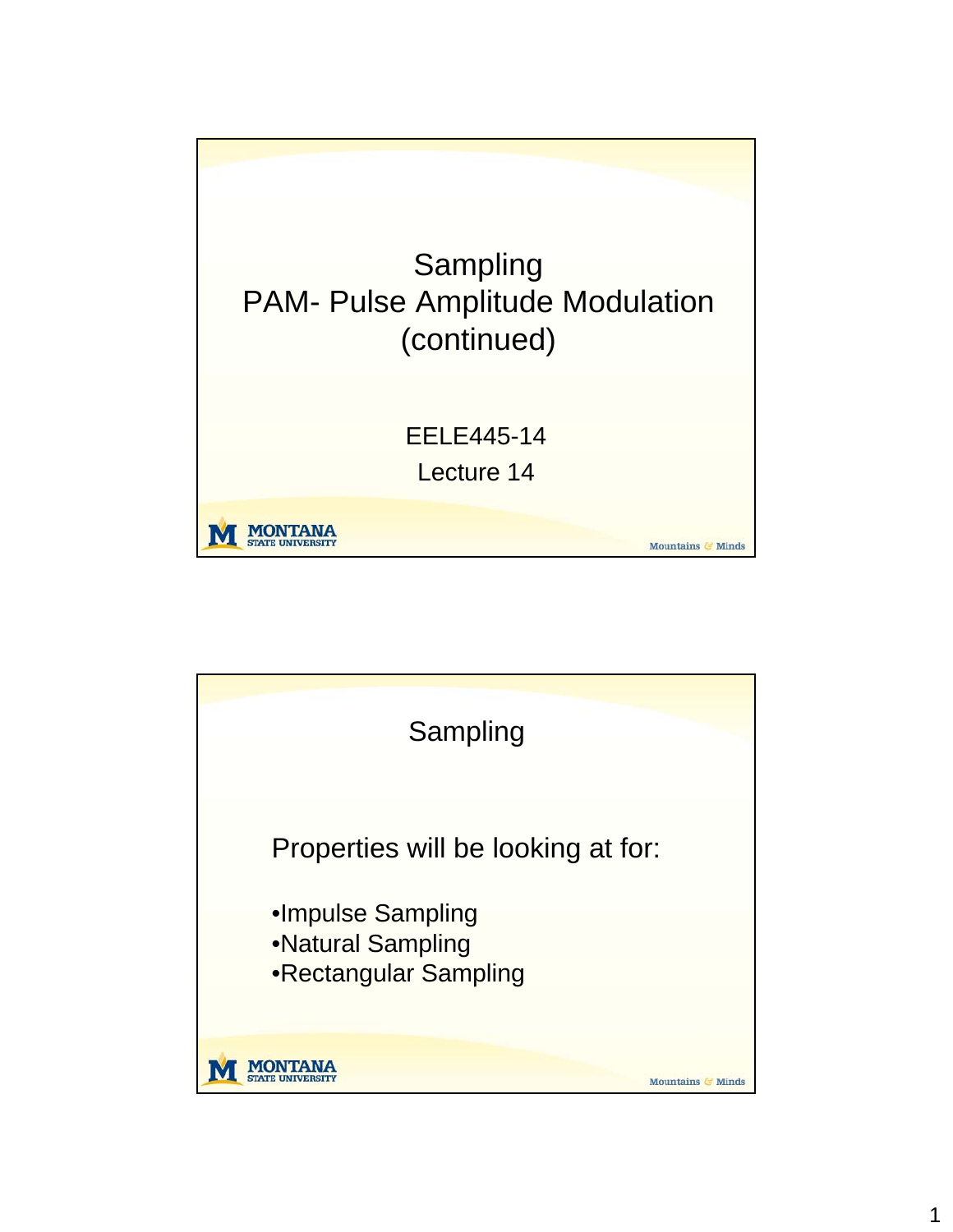# Sampling
# PAM- Pulse Amplitude Modulation (continued)

EELE445-14

Lecture 14

---

## Sampling

Properties will be looking at for:

- Impulse Sampling
- Natural Sampling
- Rectangular Sampling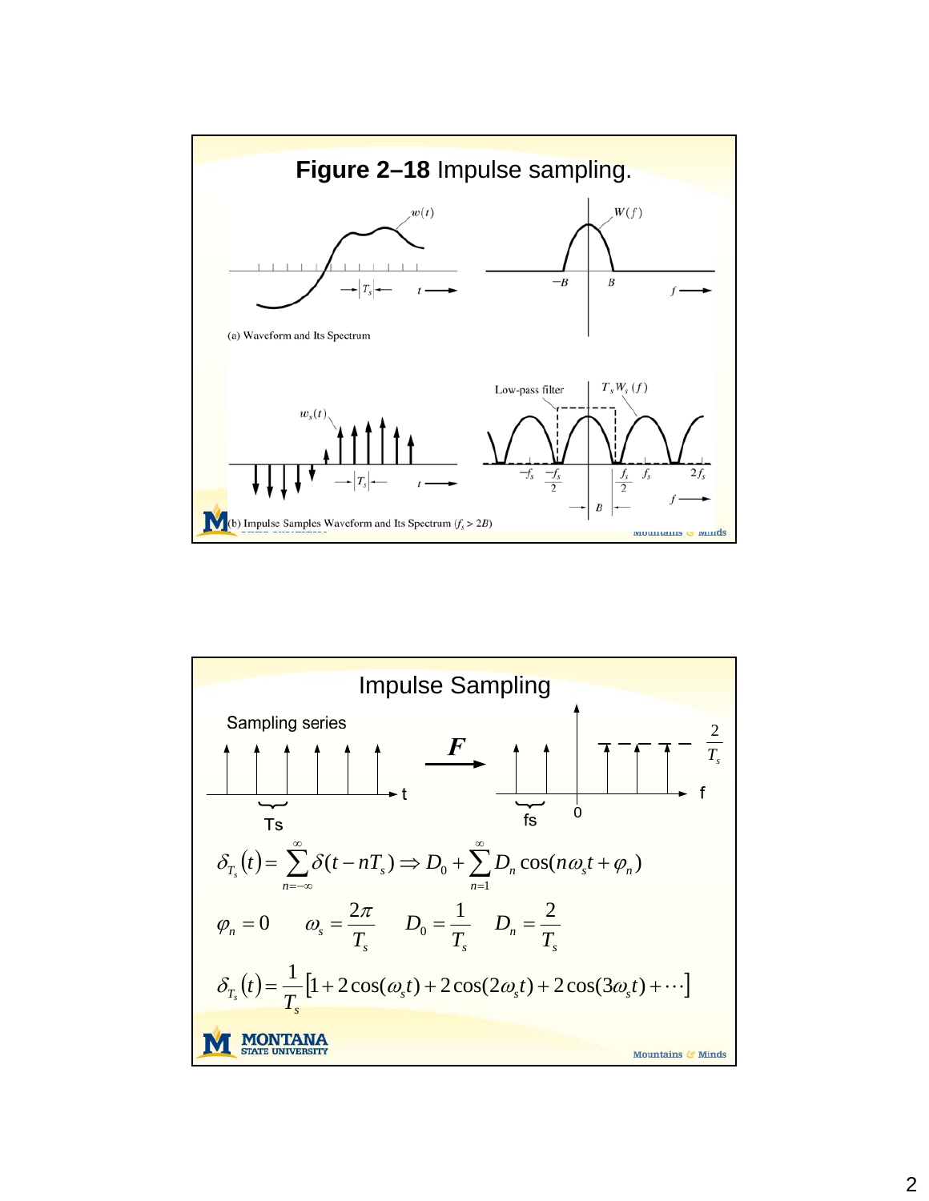## Figure 2–18 Impulse sampling.

w(t)

W(f)

$T_s$ t

−B B f

(a) Waveform and Its Spectrum

Low-pass filter

$T_s W_s(f)$

$w_s(t)$

$T_s$ t

$-f_s$ $-\frac{f_s}{2}$ $\frac{f_s}{2}$ $f_s$ $2f_s$

B f

(b) Impulse Samples Waveform and Its Spectrum ($f_s > 2B$)

## Impulse Sampling

Sampling series

Ts t

F

fs 0 f

$\frac{2}{T_s}$

$$\delta_{T_s}(t) = \sum_{n=-\infty}^{\infty} \delta(t - nT_s) \Rightarrow D_0 + \sum_{n=1}^{\infty} D_n \cos(n\omega_s t + \varphi_n)$$

$$\varphi_n = 0 \qquad \omega_s = \frac{2\pi}{T_s} \qquad D_0 = \frac{1}{T_s} \qquad D_n = \frac{2}{T_s}$$

$$\delta_{T_s}(t) = \frac{1}{T_s}\left[1 + 2\cos(\omega_s t) + 2\cos(2\omega_s t) + 2\cos(3\omega_s t) + \cdots\right]$$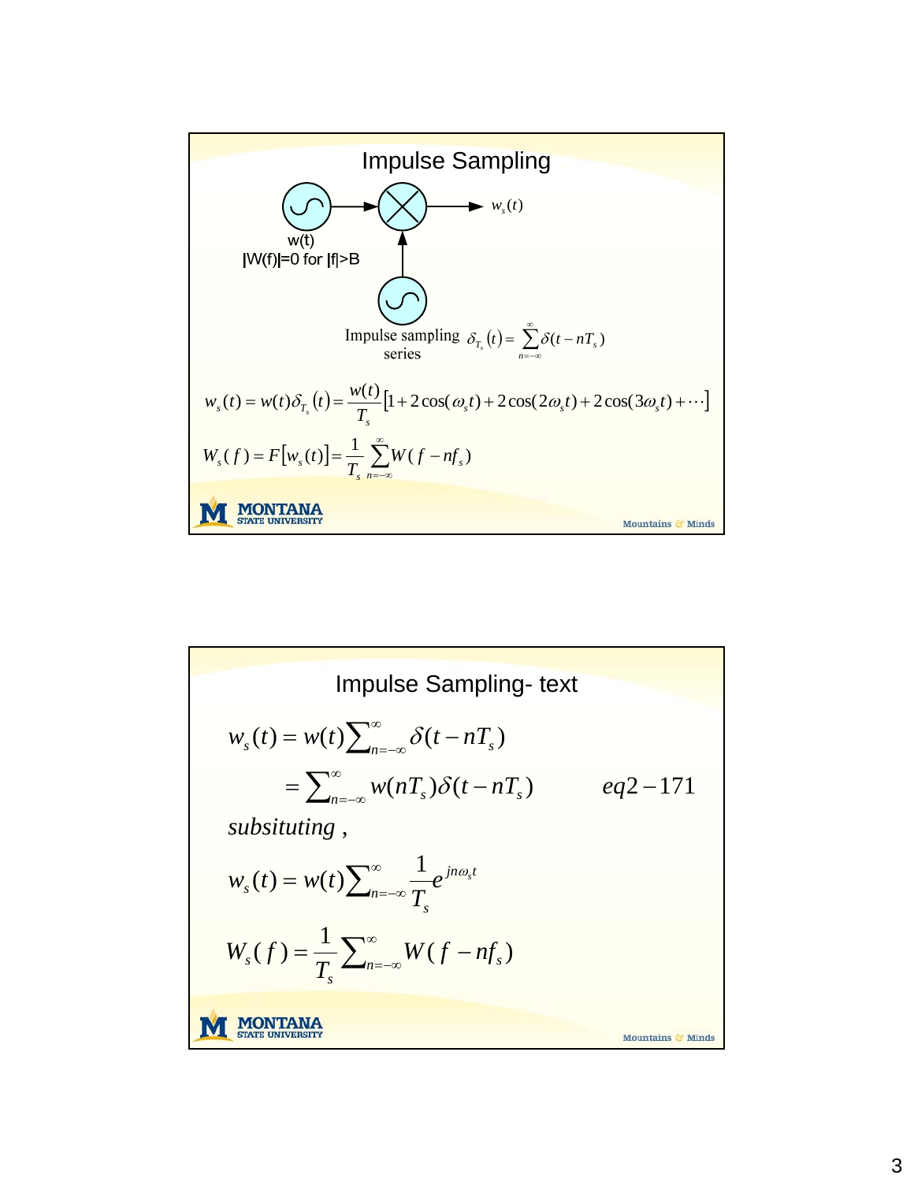## Impulse Sampling

$w_s(t)$

w(t)

|W(f)|=0 for |f|>B

Impulse sampling series $\delta_{T_s}(t) = \sum_{n=-\infty}^{\infty} \delta(t - nT_s)$

$$w_s(t) = w(t)\delta_{T_s}(t) = \frac{w(t)}{T_s}\left[1 + 2\cos(\omega_s t) + 2\cos(2\omega_s t) + 2\cos(3\omega_s t) + \cdots\right]$$

$$W_s(f) = F\left[w_s(t)\right] = \frac{1}{T_s}\sum_{n=-\infty}^{\infty} W(f - nf_s)$$

## Impulse Sampling- text

$$w_s(t) = w(t)\sum_{n=-\infty}^{\infty} \delta(t - nT_s)$$

$$= \sum_{n=-\infty}^{\infty} w(nT_s)\delta(t - nT_s) \qquad eq2-171$$

*subsituting ,*

$$w_s(t) = w(t)\sum_{n=-\infty}^{\infty} \frac{1}{T_s} e^{jn\omega_s t}$$

$$W_s(f) = \frac{1}{T_s}\sum_{n=-\infty}^{\infty} W(f - nf_s)$$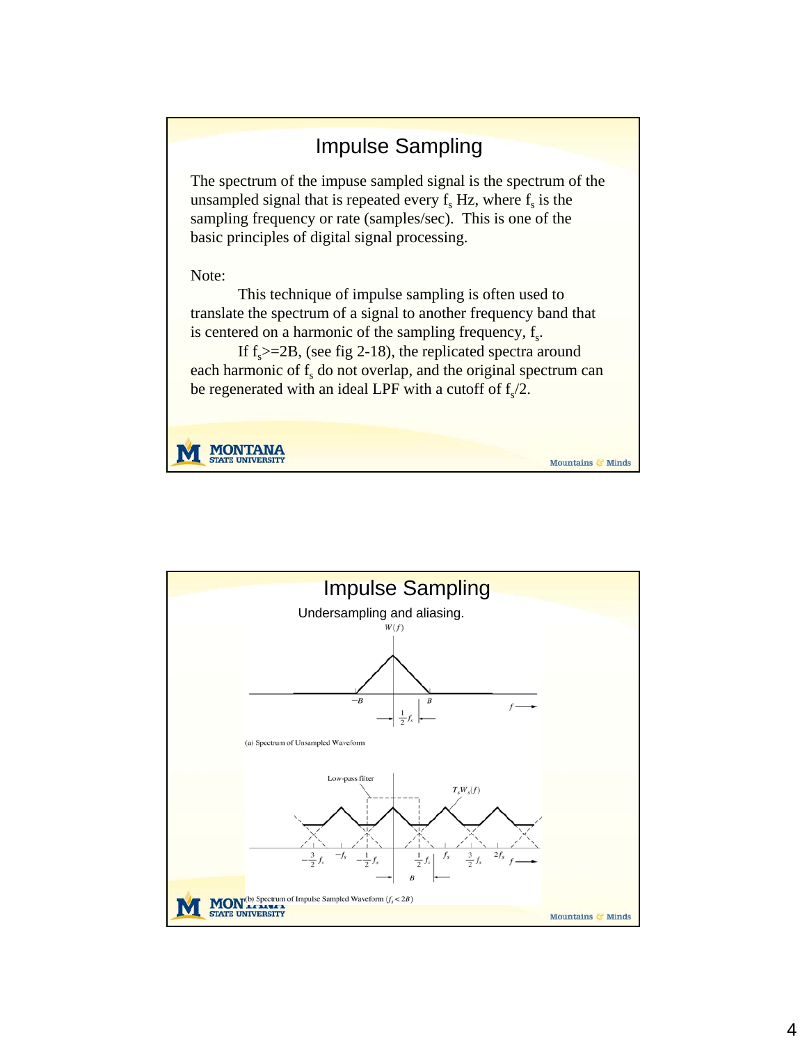## Impulse Sampling

The spectrum of the impuse sampled signal is the spectrum of the unsampled signal that is repeated every $f_s$ Hz, where $f_s$ is the sampling frequency or rate (samples/sec). This is one of the basic principles of digital signal processing.

Note:

This technique of impulse sampling is often used to translate the spectrum of a signal to another frequency band that is centered on a harmonic of the sampling frequency, $f_s$.

If $f_s$>=2B, (see fig 2-18), the replicated spectra around each harmonic of $f_s$ do not overlap, and the original spectrum can be regenerated with an ideal LPF with a cutoff of $f_s$/2.

## Impulse Sampling

Undersampling and aliasing.

$W(f)$

$-B$ $B$ $\frac{1}{2}f_s$ $f$

(a) Spectrum of Unsampled Waveform

Low-pass filter

$T_s W_s(f)$

$-\frac{3}{2}f_s$ $-f_s$ $-\frac{1}{2}f_s$ $\frac{1}{2}f_s$ $f_s$ $\frac{3}{2}f_s$ $2f_s$ $f$

$B$

(b) Spectrum of Impulse Sampled Waveform ($f_s < 2B$)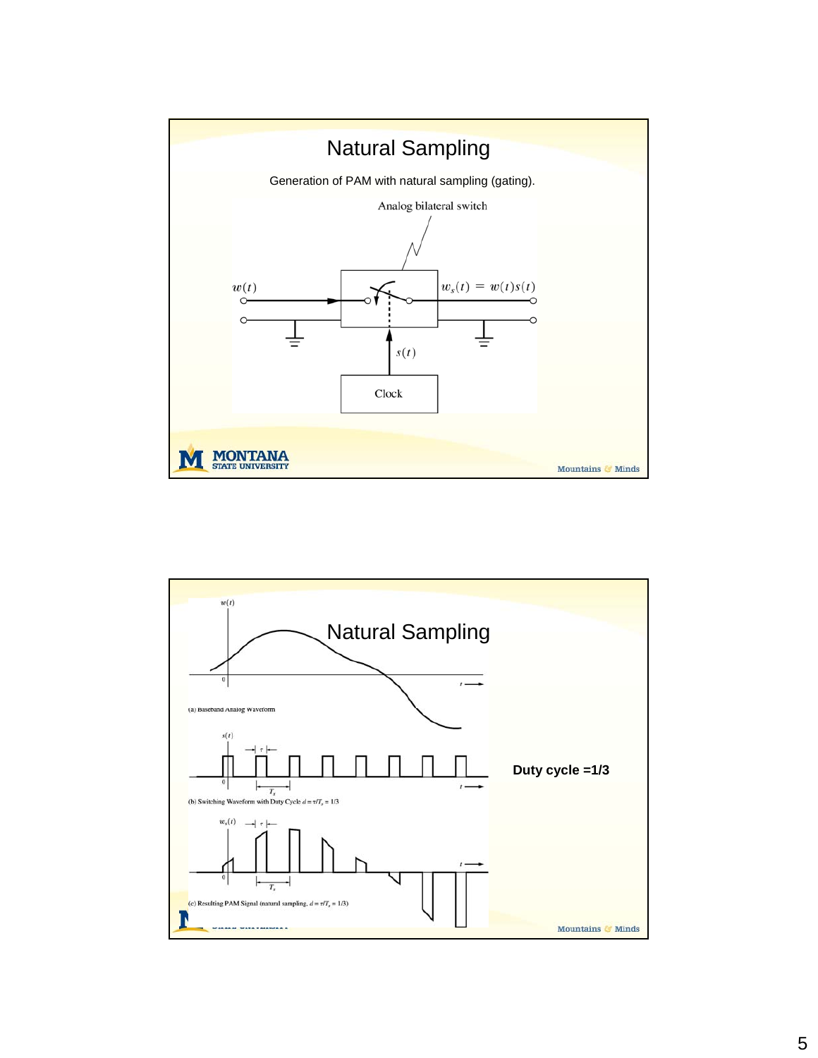# Natural Sampling

Generation of PAM with natural sampling (gating).

Analog bilateral switch

$w(t)$

$w_s(t) = w(t)s(t)$

$s(t)$

Clock

# Natural Sampling

$w(t)$

0

$t$

(a) Baseband Analog Waveform

$s(t)$

$\tau$

0

$T_s$

$t$

(b) Switching Waveform with Duty Cycle $d = \tau/T_s = 1/3$

$w_s(t)$

$\tau$

0

$T_s$

$t$

(c) Resulting PAM Signal (natural sampling, $d = \tau/T_s = 1/3$)

**Duty cycle =1/3**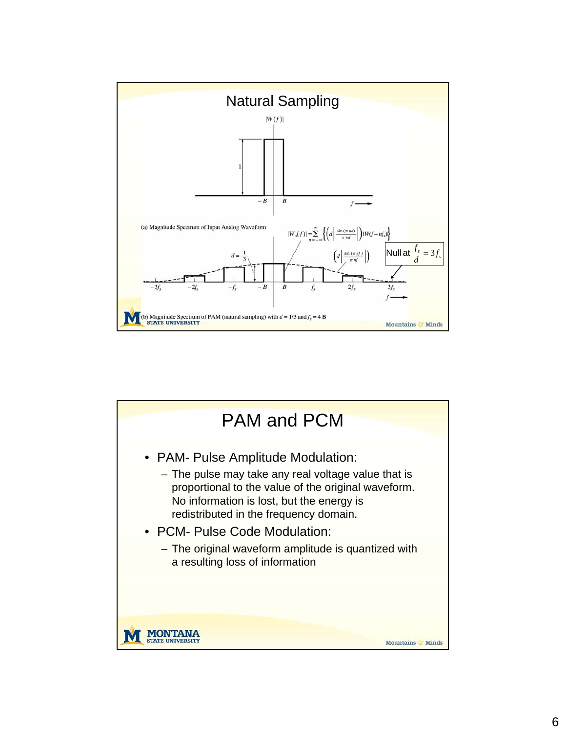# Natural Sampling

$|W(f)|$

1

$-B$ $B$

$f \longrightarrow$

(a) Magnitude Spectrum of Input Analog Waveform

$$|W_s(f)| = \sum_{n=-\infty}^{\infty} \left\{ \left( d \left| \frac{\sin(\pi n d)}{\pi n d} \right| \right) |W(f - nf_s)| \right\}$$

$d = \frac{1}{3}$

$$\left( d \left| \frac{\sin(\pi n f)}{\pi n f} \right| \right)$$

Null at $\frac{f_s}{d} = 3f_s$

$-3f_s$ $-2f_s$ $-f_s$ $-B$ $B$ $f_s$ $2f_s$ $3f_s$

$f \longrightarrow$

(b) Magnitude Spectrum of PAM (natural sampling) with $d = 1/3$ and $f_s = 4$ B

# PAM and PCM

- PAM- Pulse Amplitude Modulation:
  - The pulse may take any real voltage value that is proportional to the value of the original waveform. No information is lost, but the energy is redistributed in the frequency domain.
- PCM- Pulse Code Modulation:
  - The original waveform amplitude is quantized with a resulting loss of information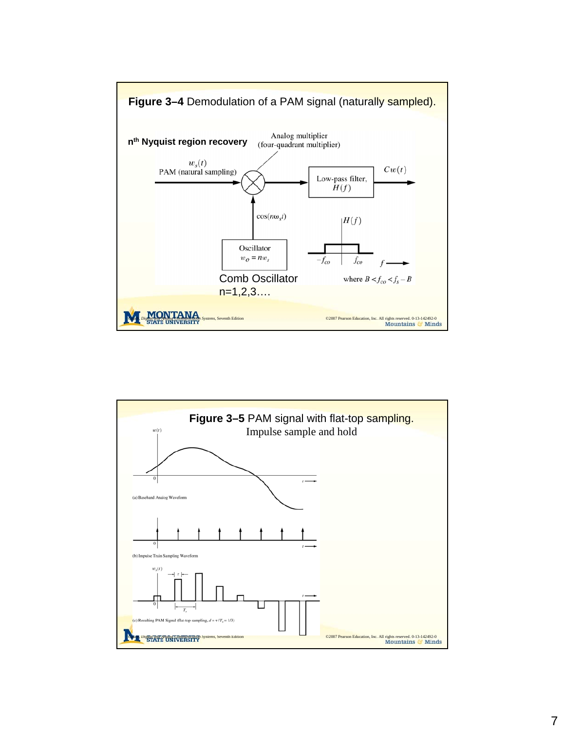**Figure 3–4** Demodulation of a PAM signal (naturally sampled).

**n^th Nyquist region recovery**

Analog multiplier
(four-quadrant multiplier)

$w_s(t)$
PAM (natural sampling)

Low-pass filter,
$H(f)$

$Cw(t)$

$\cos(n\omega_s t)$

Oscillator
$w_o = nw_s$

$H(f)$

$-f_{co}$ $f_{co}$ $f$

Comb Oscillator
n=1,2,3….

where $B < f_{co} < f_s - B$

**Figure 3–5** PAM signal with flat-top sampling.
Impulse sample and hold

$w(t)$

0 $t$

(a) Baseband Analog Waveform

0 $t$

(b) Impulse Train Sampling Waveform

$w_s(t)$

$\tau$

0 $t$

$T_s$

(c) Resulting PAM Signal (flat-top sampling, $d = \tau/T_s = 1/3$)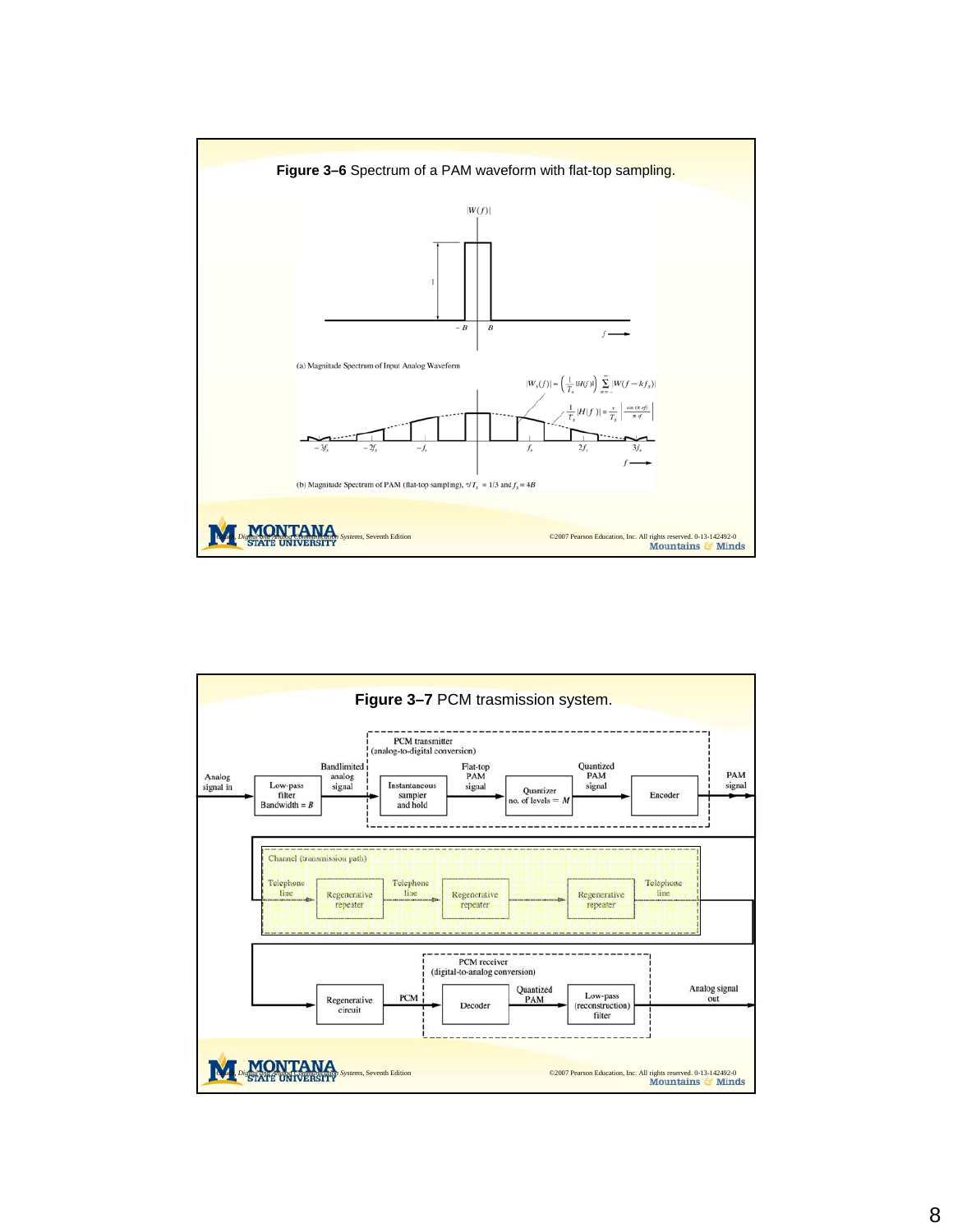**Figure 3–6** Spectrum of a PAM waveform with flat-top sampling.

$|W(f)|$

1

$-B$ $B$

$f \longrightarrow$

(a) Magnitude Spectrum of Input Analog Waveform

$|W_s(f)| = \left(\frac{1}{T_s}|H(f)|\right) \sum_{n=-\infty}^{\infty} |W(f - kf_s)|$

$\frac{1}{T_s}|H(f)| = \frac{\tau}{T_s}\left|\frac{\sin(\pi \tau f)}{\pi \tau f}\right|$

$-3f_s$ $-2f_s$ $-f_s$ $f_s$ $2f_s$ $3f_s$

$f \longrightarrow$

(b) Magnitude Spectrum of PAM (flat-top sampling), $\tau/T_s = 1/3$ and $f_s = 4B$

**Figure 3–7** PCM trasmission system.

PCM transmitter (analog-to-digital conversion)

Analog signal in → Low-pass filter Bandwidth = $B$ → Bandlimited analog signal → Instantaneous sampler and hold → Flat-top PAM signal → Quantizer no. of levels = $M$ → Quantized PAM signal → Encoder → PAM signal

Channel (transmission path)

Telephone line → Regenerative repeater → Telephone line → Regenerative repeater → ... → Regenerative repeater → Telephone line

PCM receiver (digital-to-analog conversion)

Regenerative circuit → PCM → Decoder → Quantized PAM → Low-pass (reconstruction) filter → Analog signal out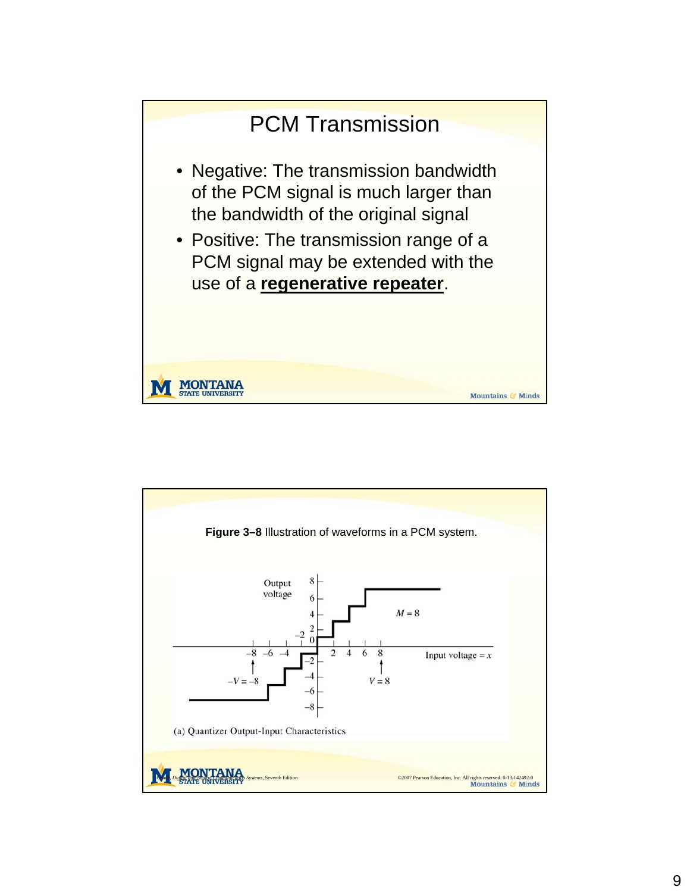# PCM Transmission

- Negative: The transmission bandwidth of the PCM signal is much larger than the bandwidth of the original signal
- Positive: The transmission range of a PCM signal may be extended with the use of a **regenerative repeater**.

**Figure 3–8** Illustration of waveforms in a PCM system.

Output voltage

8
6
4
2
0
−2
−4
−6
−8

−8 −6 −4 −2 2 4 6 8

$M = 8$

Input voltage $= x$

$-V = -8$

$V = 8$

(a) Quantizer Output-Input Characteristics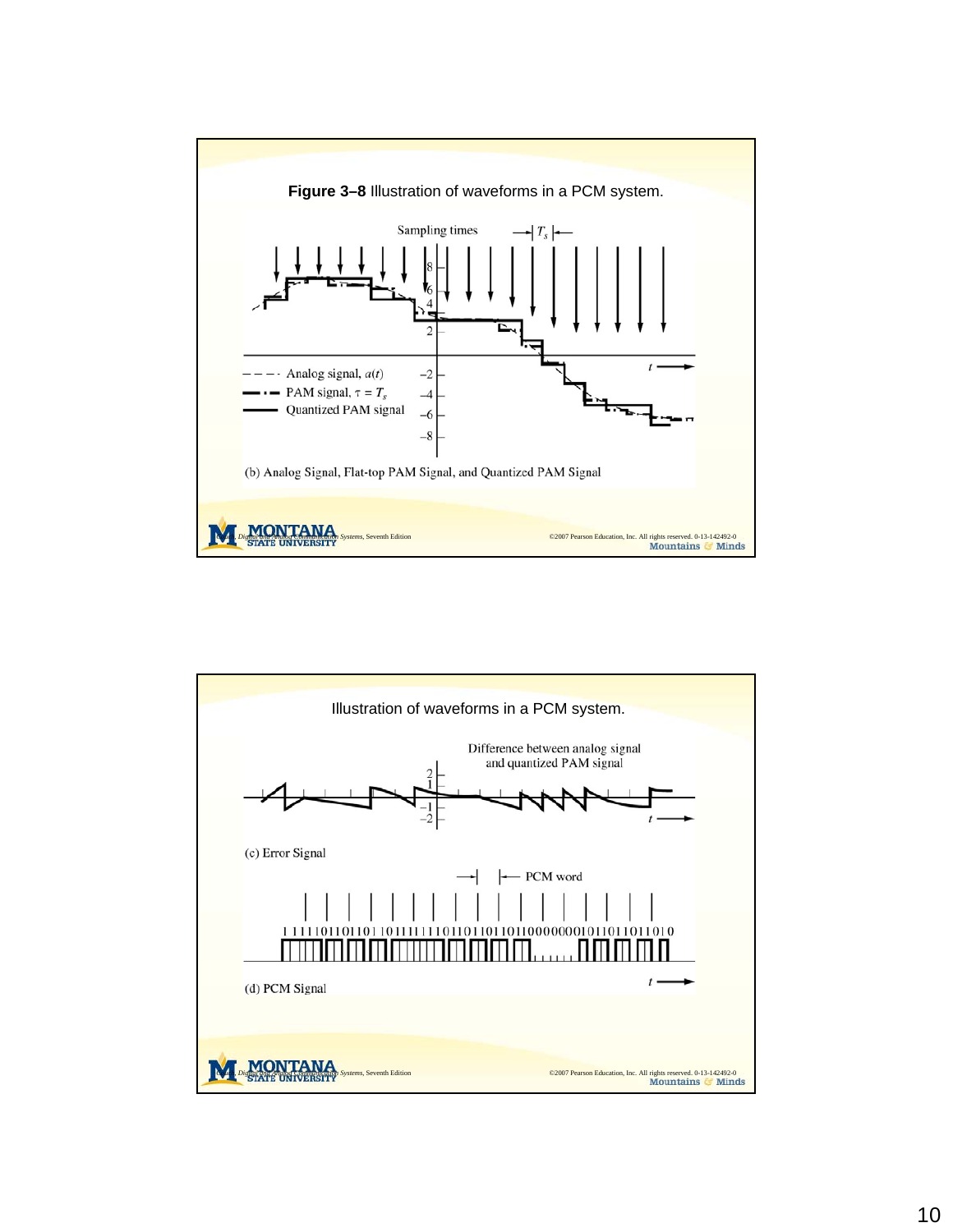**Figure 3–8** Illustration of waveforms in a PCM system.

Sampling times

$T_s$

8

6

4

2

−2

−4

−6

−8

$t$

- - - - Analog signal, $a(t)$

— · — PAM signal, $\tau = T_s$

——— Quantized PAM signal

(b) Analog Signal, Flat-top PAM Signal, and Quantized PAM Signal

Illustration of waveforms in a PCM system.

Difference between analog signal and quantized PAM signal

2

1

−1

−2

$t$

(c) Error Signal

PCM word

1 1 1 1 1 0 1 1 0 1 1 0 1 1 0 1 1 1 1 1 1 0 1 1 0 1 1 0 1 1 0 1 1 0 0 0 0 0 0 0 1 0 1 1 0 1 1 0 1 1 0 1 0

$t$

(d) PCM Signal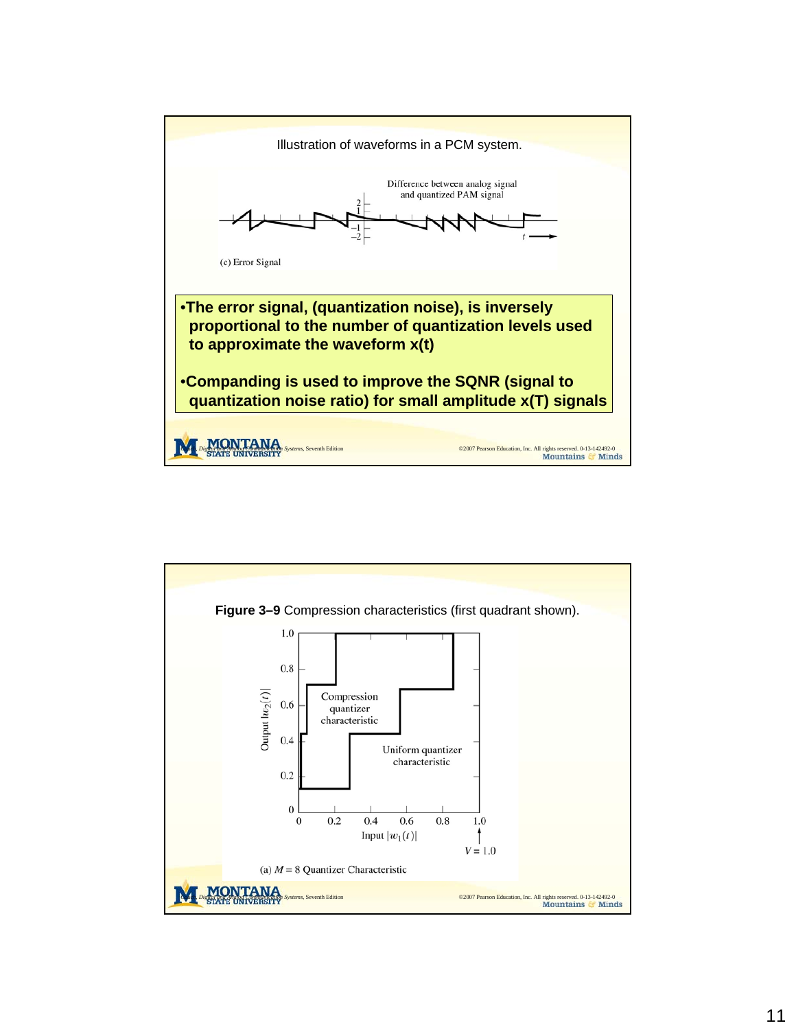Illustration of waveforms in a PCM system.

Difference between analog signal and quantized PAM signal

2
1
−1
−2
$t$

(c) Error Signal

- The error signal, (quantization noise), is inversely proportional to the number of quantization levels used to approximate the waveform x(t)
- Companding is used to improve the SQNR (signal to quantization noise ratio) for small amplitude x(T) signals

**Figure 3–9** Compression characteristics (first quadrant shown).

1.0
0.8
0.6
0.4
0.2
0

Output $|w_2(t)|$

Compression quantizer characteristic

Uniform quantizer characteristic

0 0.2 0.4 0.6 0.8 1.0

Input $|w_1(t)|$

$V = 1.0$

(a) $M = 8$ Quantizer Characteristic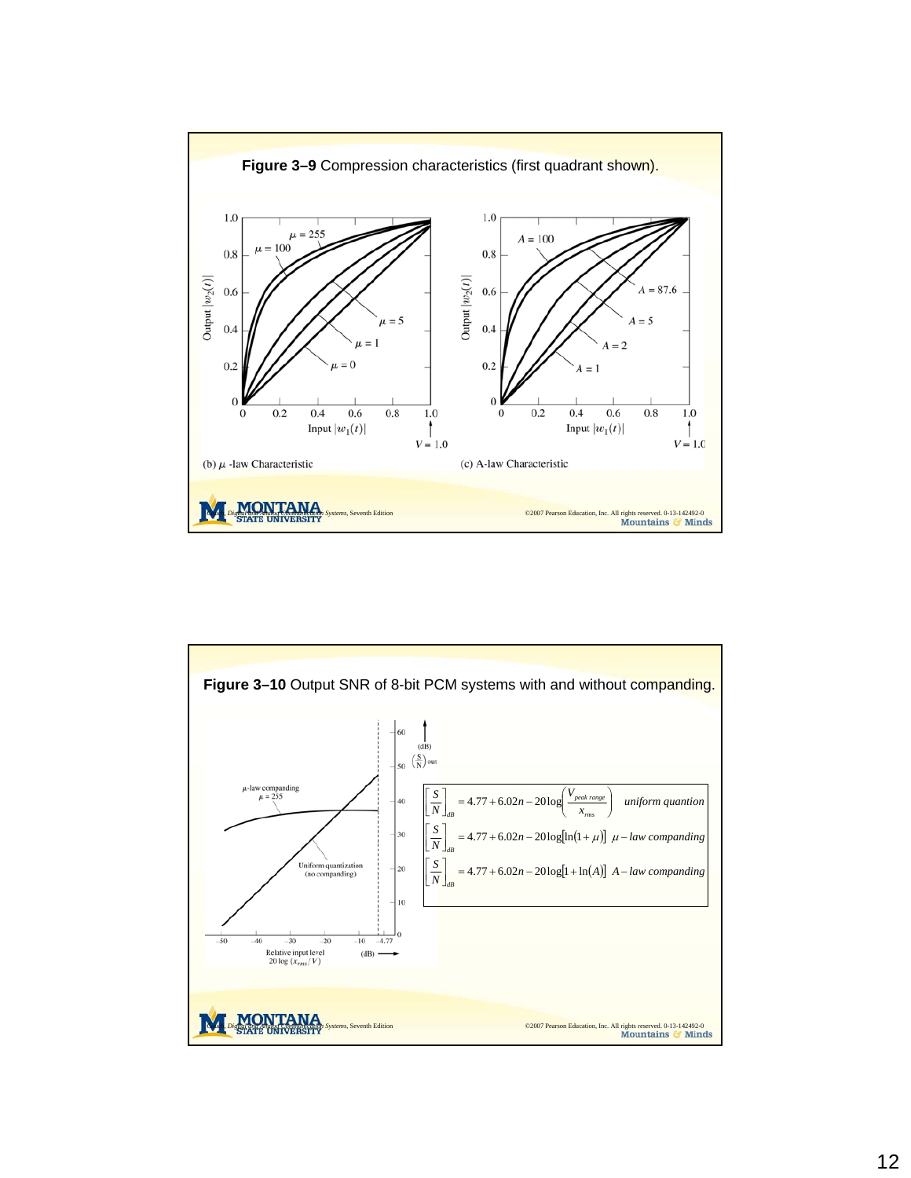**Figure 3–9** Compression characteristics (first quadrant shown).

Output $|w_2(t)|$

1.0
0.8
0.6
0.4
0.2
0

$\mu = 255$
$\mu = 100$
$\mu = 5$
$\mu = 1$
$\mu = 0$

0 0.2 0.4 0.6 0.8 1.0

Input $|w_1(t)|$

$V = 1.0$

(b) $\mu$ -law Characteristic

Output $|w_2(t)|$

1.0
0.8
0.6
0.4
0.2
0

$A = 100$
$A = 87.6$
$A = 5$
$A = 2$
$A = 1$

0 0.2 0.4 0.6 0.8 1.0

Input $|w_1(t)|$

$V = 1.0$

(c) A-law Characteristic

**Figure 3–10** Output SNR of 8-bit PCM systems with and without companding.

(dB) $\left(\frac{S}{N}\right)_{out}$

60
50
40
30
20
10
0

$\mu$-law companding
$\mu = 255$

Uniform quantization
(no companding)

–50 –40 –30 –20 –10 –4.77

Relative input level
$20 \log (x_{rms}/V)$

(dB)

$$\left[\frac{S}{N}\right]_{dB} = 4.77 + 6.02n - 20\log\left(\frac{V_{peak\ range}}{x_{rms}}\right) \quad \textit{uniform quantion}$$

$$\left[\frac{S}{N}\right]_{dB} = 4.77 + 6.02n - 20\log[\ln(1+\mu)] \quad \mu-\textit{law companding}$$

$$\left[\frac{S}{N}\right]_{dB} = 4.77 + 6.02n - 20\log[1+\ln(A)] \quad A-\textit{law companding}$$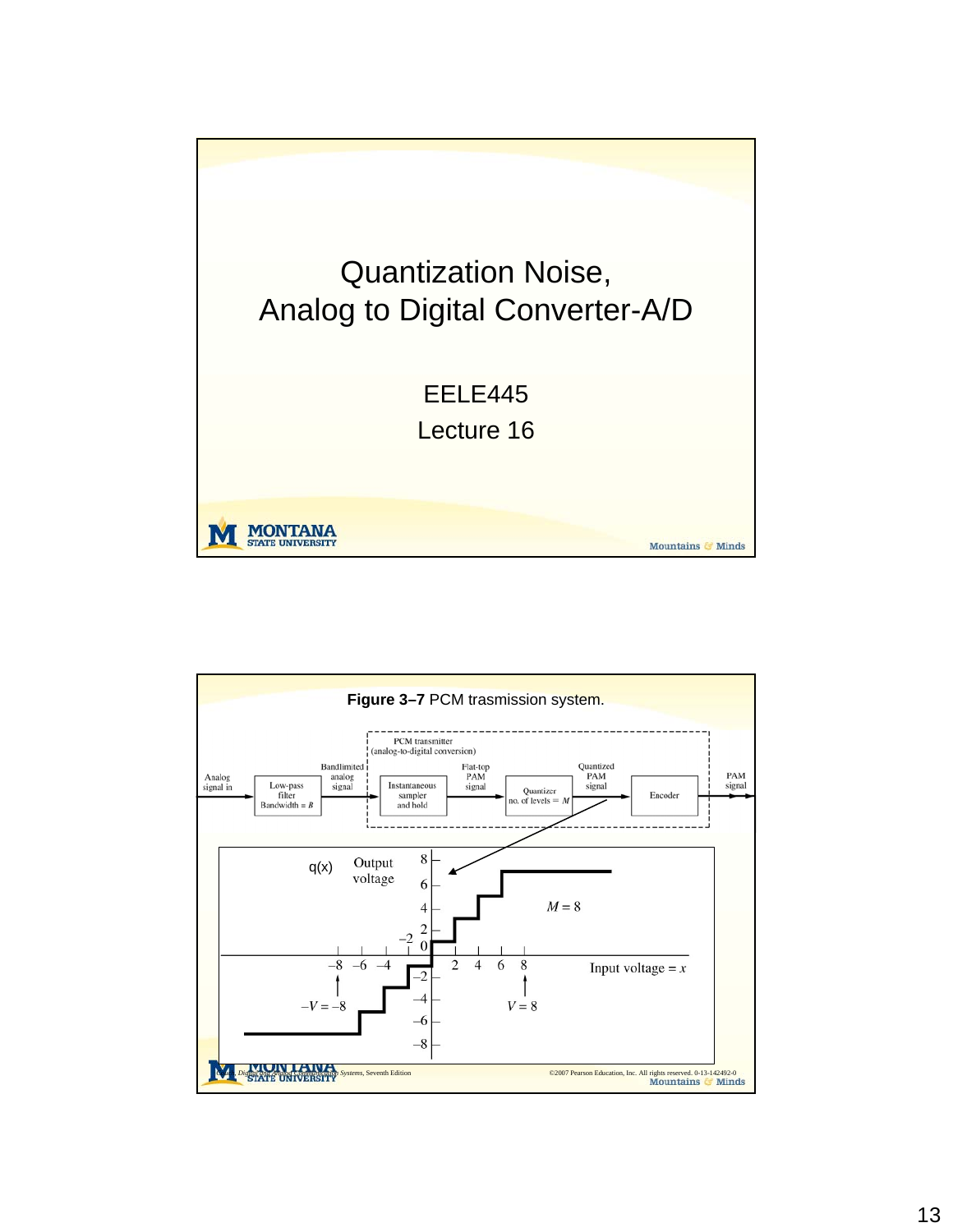# Quantization Noise, Analog to Digital Converter-A/D

EELE445

Lecture 16

---

**Figure 3–7** PCM trasmission system.

PCM transmitter (analog-to-digital conversion)

Analog signal in

Low-pass filter Bandwidth = $B$

Bandlimited analog signal

Instantaneous sampler and hold

Flat-top PAM signal

Quantizer no. of levels = $M$

Quantized PAM signal

Encoder

PAM signal

q(x)

Output voltage

8

6

4

2

0

−2

−4

−6

−8

−8 −6 −4 −2 2 4 6 8

$M = 8$

Input voltage = $x$

$-V = -8$

$V = 8$

Couch, Digital and Analog Communication Systems, Seventh Edition

©2007 Pearson Education, Inc. All rights reserved. 0-13-142492-0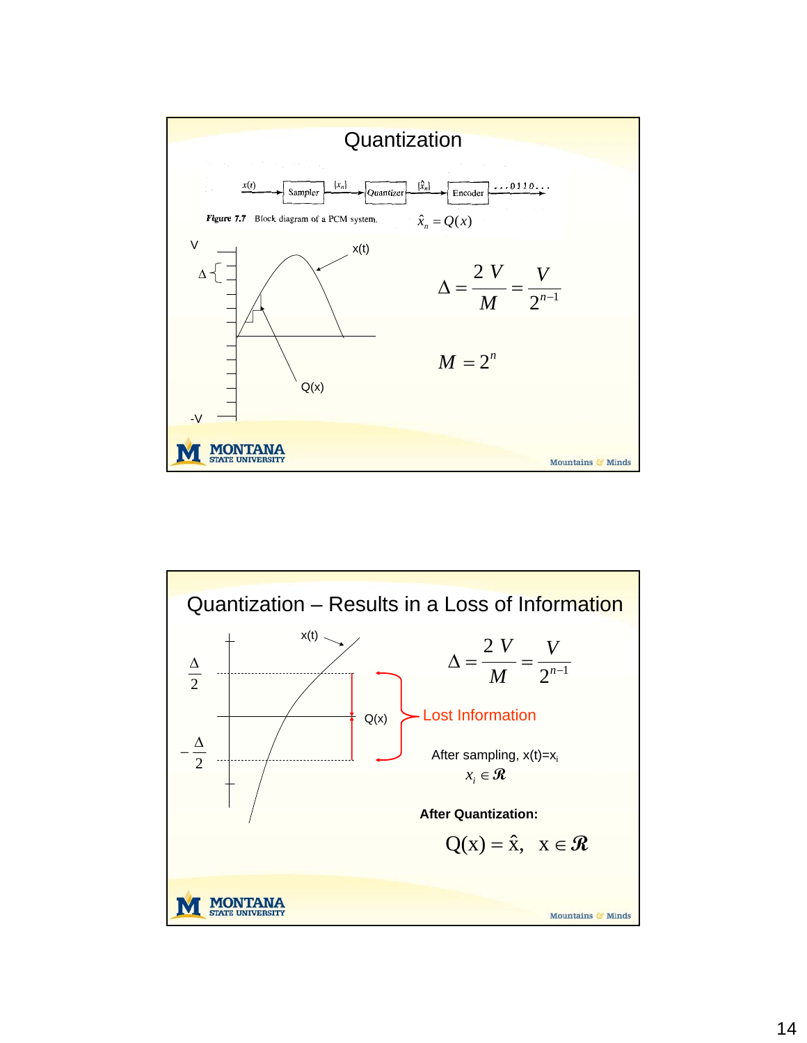# Quantization

x(t) → Sampler → $\{x_n\}$ → Quantizer → $\{\hat{x}_n\}$ → Encoder → . . . 0 1 1 0 . . .

**Figure 7.7** Block diagram of a PCM system.

$$\hat{x}_n = Q(x)$$

V

Δ

x(t)

Q(x)

-V

$$\Delta = \frac{2\,V}{M} = \frac{V}{2^{n-1}}$$

$$M = 2^n$$

# Quantization – Results in a Loss of Information

x(t)

$\frac{\Delta}{2}$

$-\frac{\Delta}{2}$

Q(x)

$$\Delta = \frac{2\,V}{M} = \frac{V}{2^{n-1}}$$

Lost Information

After sampling, $x(t)=x_i$

$x_i \in \mathcal{R}$

**After Quantization:**

$$Q(x) = \hat{x}, \quad x \in \mathcal{R}$$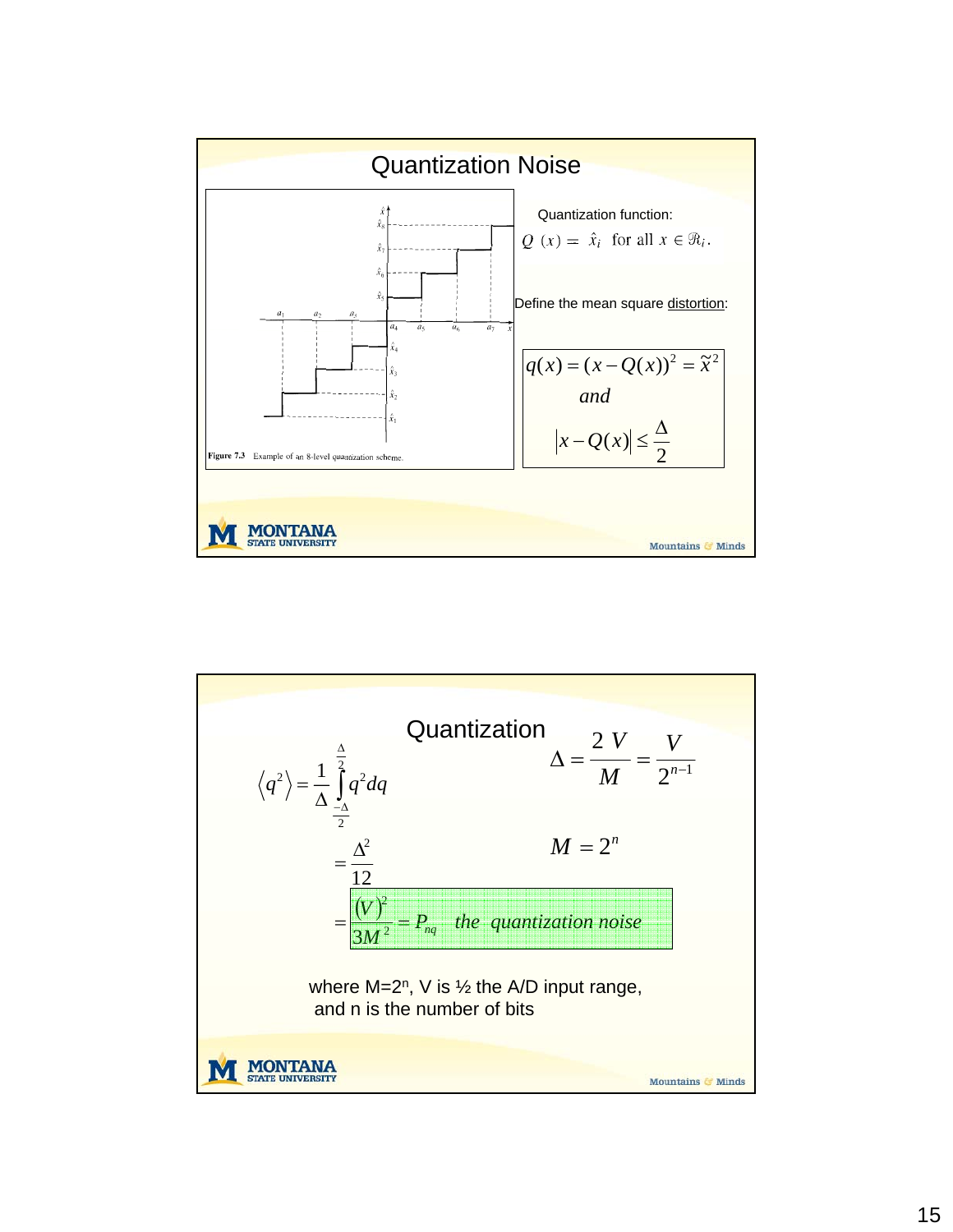## Quantization Noise

Figure 7.3 Example of an 8-level quantization scheme.

Quantization function:

$$Q(x) = \hat{x}_i \quad \text{for all } x \in \mathcal{R}_i.$$

Define the mean square distortion:

$$q(x) = (x - Q(x))^2 = \tilde{x}^2$$

*and*

$$|x - Q(x)| \le \frac{\Delta}{2}$$

## Quantization

$$\langle q^2 \rangle = \frac{1}{\Delta} \int_{-\frac{\Delta}{2}}^{\frac{\Delta}{2}} q^2 \, dq$$

$$= \frac{\Delta^2}{12}$$

$$= \frac{(V)^2}{3M^2} = P_{nq} \quad \textit{the quantization noise}$$

$$\Delta = \frac{2V}{M} = \frac{V}{2^{n-1}}$$

$$M = 2^n$$

where $M=2^n$, V is ½ the A/D input range, and n is the number of bits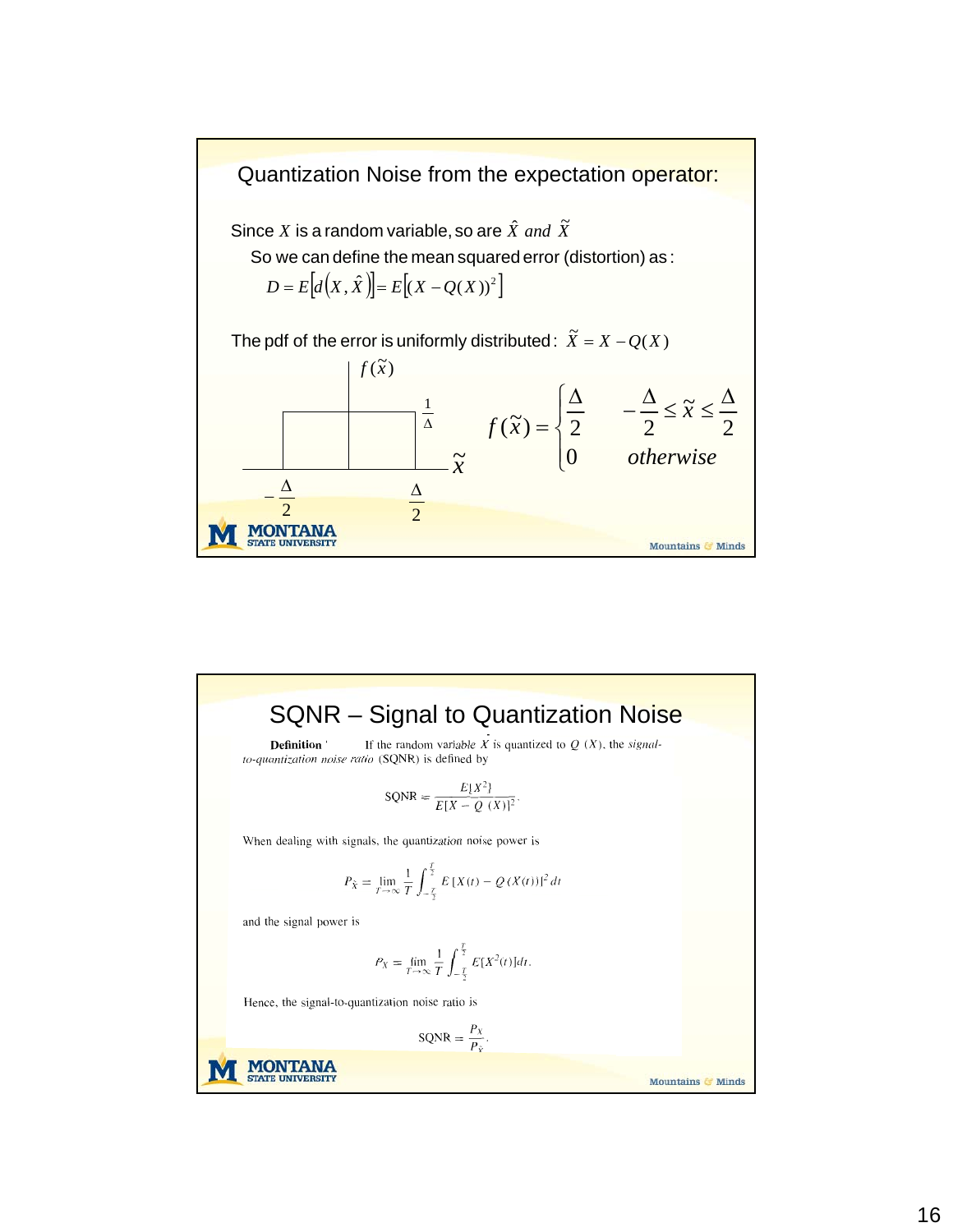## Quantization Noise from the expectation operator:

Since $X$ is a random variable, so are $\hat{X}$ *and* $\tilde{X}$

So we can define the mean squared error (distortion) as:

$$D = E\left[d\left(X, \hat{X}\right)\right] = E\left[(X - Q(X))^2\right]$$

The pdf of the error is uniformly distributed: $\tilde{X} = X - Q(X)$

$$f(\tilde{x}) = \begin{cases} \frac{\Delta}{2} & -\frac{\Delta}{2} \le \tilde{x} \le \frac{\Delta}{2} \\ 0 & otherwise \end{cases}$$

(Plot: $f(\tilde{x})$ versus $\tilde{x}$, a rectangle of height $\frac{1}{\Delta}$ from $-\frac{\Delta}{2}$ to $\frac{\Delta}{2}$.)

## SQNR – Signal to Quantization Noise

**Definition** If the random variable $X$ is quantized to $Q(X)$, the *signal-to-quantization noise ratio* (SQNR) is defined by

$$\text{SQNR} = \frac{E[X^2]}{E[X - Q(X)]^2}.$$

When dealing with signals, the quantization noise power is

$$P_{\tilde{X}} = \lim_{T \to \infty} \frac{1}{T} \int_{-\frac{T}{2}}^{\frac{T}{2}} E\left[X(t) - Q(X(t))\right]^2 dt$$

and the signal power is

$$P_X = \lim_{T \to \infty} \frac{1}{T} \int_{-\frac{T}{2}}^{\frac{T}{2}} E[X^2(t)]dt.$$

Hence, the signal-to-quantization noise ratio is

$$\text{SQNR} = \frac{P_X}{P_{\tilde{X}}}.$$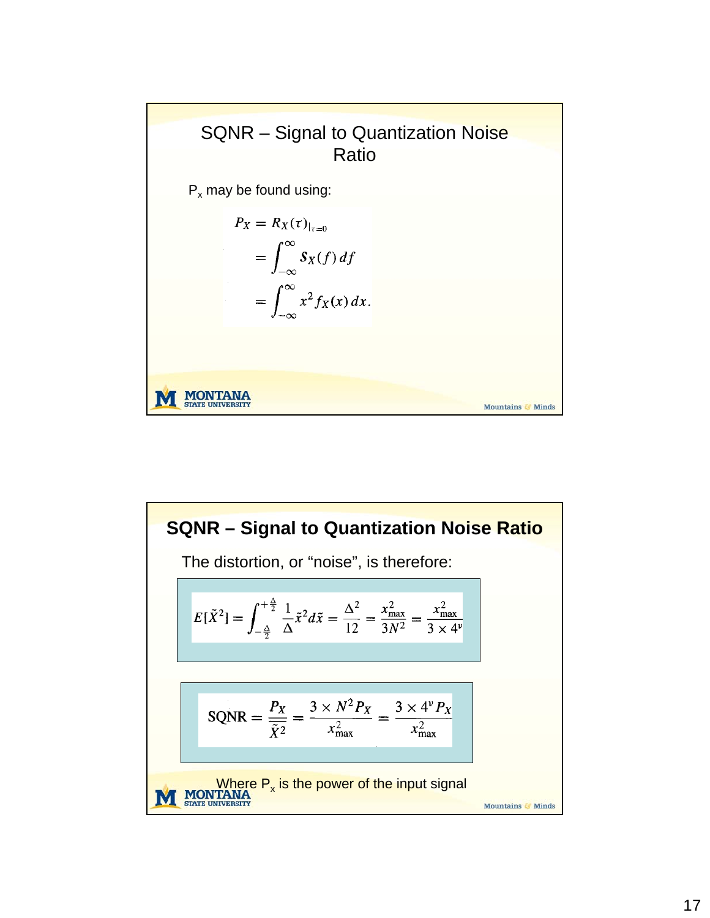## SQNR – Signal to Quantization Noise Ratio

$P_x$ may be found using:

$$
\begin{aligned}
P_X &= R_X(\tau)|_{\tau=0} \\
&= \int_{-\infty}^{\infty} S_X(f)\, df \\
&= \int_{-\infty}^{\infty} x^2 f_X(x)\, dx.
\end{aligned}
$$

## SQNR – Signal to Quantization Noise Ratio

The distortion, or “noise”, is therefore:

$$
E[\tilde{X}^2] = \int_{-\frac{\Delta}{2}}^{+\frac{\Delta}{2}} \frac{1}{\Delta} \tilde{x}^2 d\tilde{x} = \frac{\Delta^2}{12} = \frac{x_{\max}^2}{3N^2} = \frac{x_{\max}^2}{3 \times 4^\nu}
$$

$$
\text{SQNR} = \frac{P_X}{\overline{\tilde{X}^2}} = \frac{3 \times N^2 P_X}{x_{\max}^2} = \frac{3 \times 4^\nu P_X}{x_{\max}^2}
$$

Where $P_x$ is the power of the input signal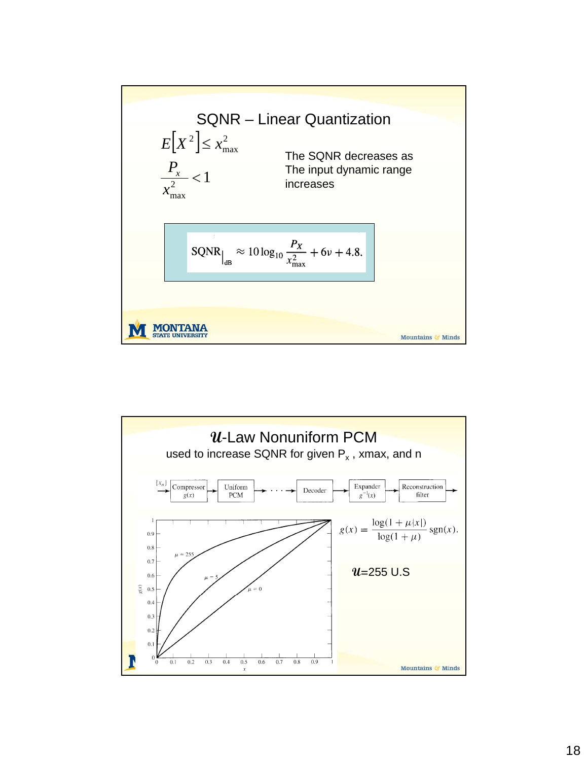## SQNR – Linear Quantization

$$E\left[X^2\right] \leq x_{\max}^2$$

$$\frac{P_x}{x_{\max}^2} < 1$$

The SQNR decreases as The input dynamic range increases

$$\text{SQNR}\big|_{\text{dB}} \approx 10\log_{10}\frac{P_X}{x_{\max}^2} + 6\nu + 4.8.$$

## $\mathcal{U}$-Law Nonuniform PCM

used to increase SQNR for given $P_x$ , xmax, and n

$\{x_n\}$ → Compressor $g(x)$ → Uniform PCM → · · · → Decoder → Expander $g^{-1}(x)$ → Reconstruction filter →

$\mu = 255$

$\mu = 5$

$\mu = 0$

$g(x)$

$x$

0, 0.1, 0.2, 0.3, 0.4, 0.5, 0.6, 0.7, 0.8, 0.9, 1

$$g(x) = \frac{\log(1+\mu|x|)}{\log(1+\mu)}\,\text{sgn}(x).$$

$\mathcal{U}$=255 U.S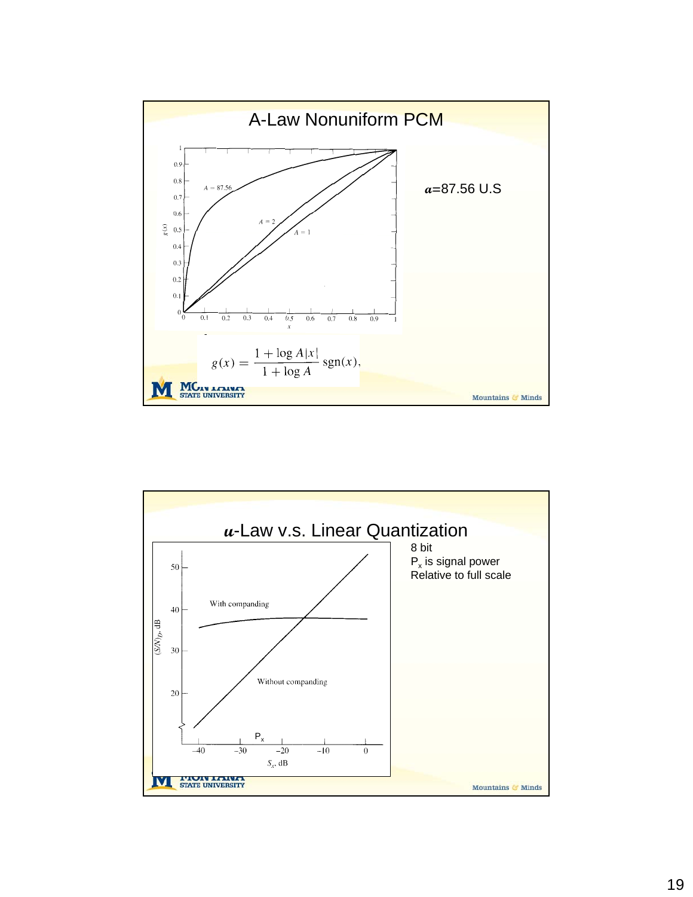## A-Law Nonuniform PCM

1

0.9

0.8

0.7

0.6

0.5

0.4

0.3

0.2

0.1

0

$g(x)$

$A = 87.56$

$A = 2$

$A = 1$

0 0.1 0.2 0.3 0.4 0.5 0.6 0.7 0.8 0.9 1

$x$

$\boldsymbol{a}$=87.56 U.S

$$g(x) = \frac{1 + \log A|x|}{1 + \log A} \operatorname{sgn}(x),$$

## $\boldsymbol{u}$-Law v.s. Linear Quantization

8 bit

$P_x$ is signal power

Relative to full scale

50

40

30

20

$(S/N)_D$, dB

With companding

Without companding

$P_x$

−40 −30 −20 −10 0

$S_x$, dB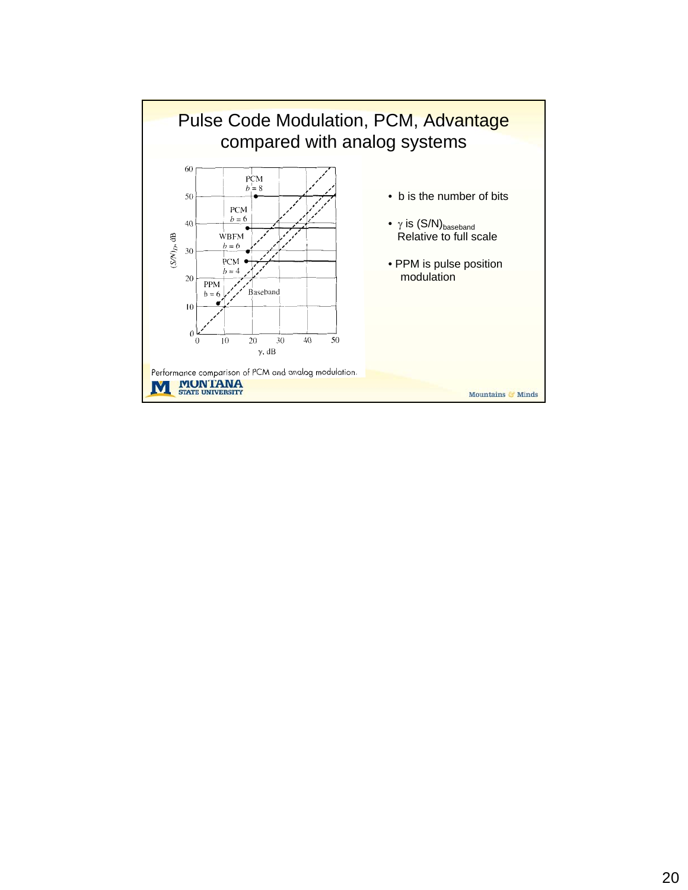# Pulse Code Modulation, PCM, Advantage compared with analog systems

60
50
40
30
20
10
0
0
10
20
30
40
50
$(S/N)_D$, dB
$\gamma$, dB
PCM $b = 8$
PCM $b = 6$
WBFM $b = 6$
PCM $b = 4$
PPM $b = 6$
Baseband

Performance comparison of PCM and analog modulation.

- b is the number of bits
- $\gamma$ is $(S/N)_{baseband}$ Relative to full scale
- PPM is pulse position modulation